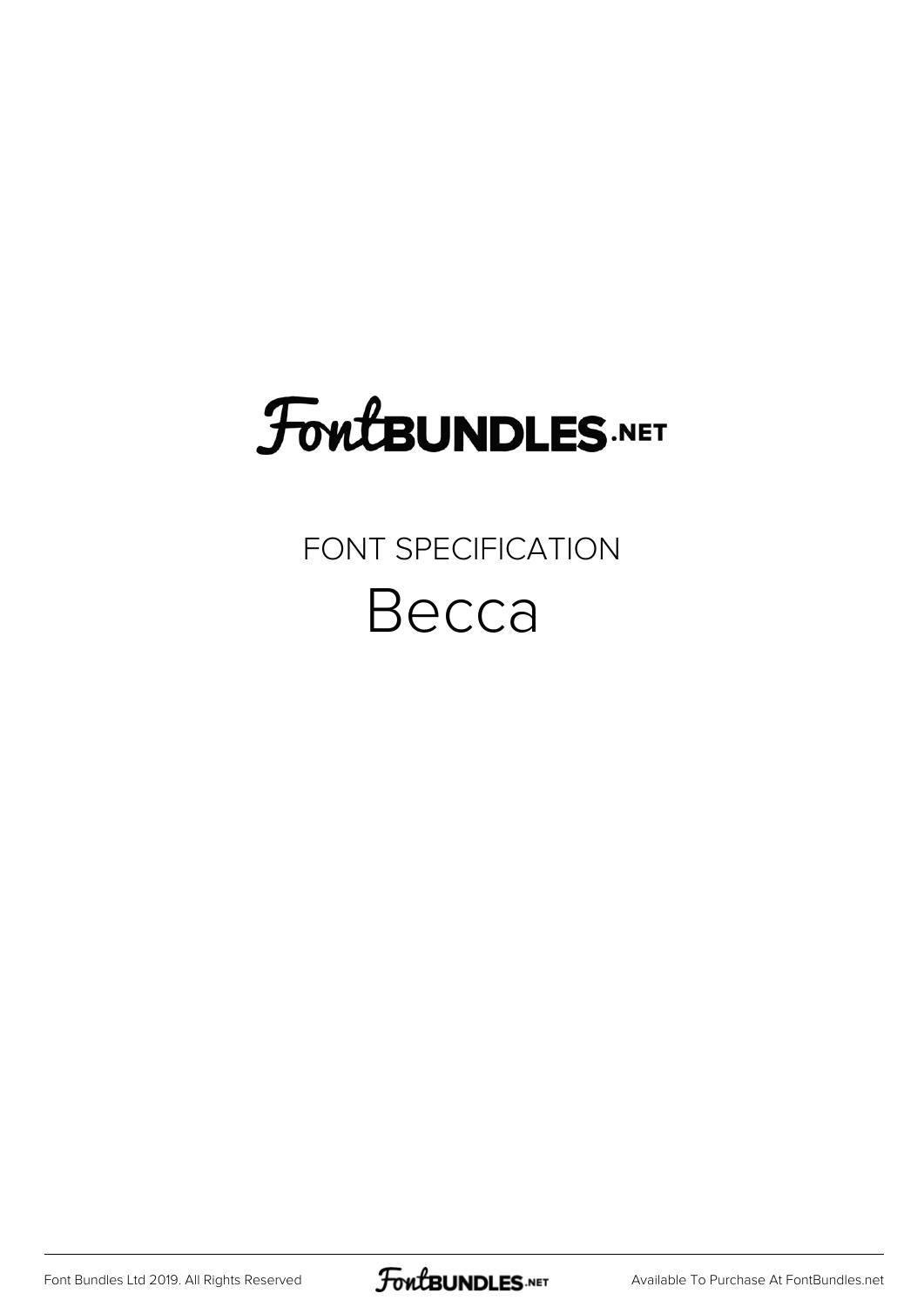FontBUNDLES.NET

FONT SPECIFICATION

# Becca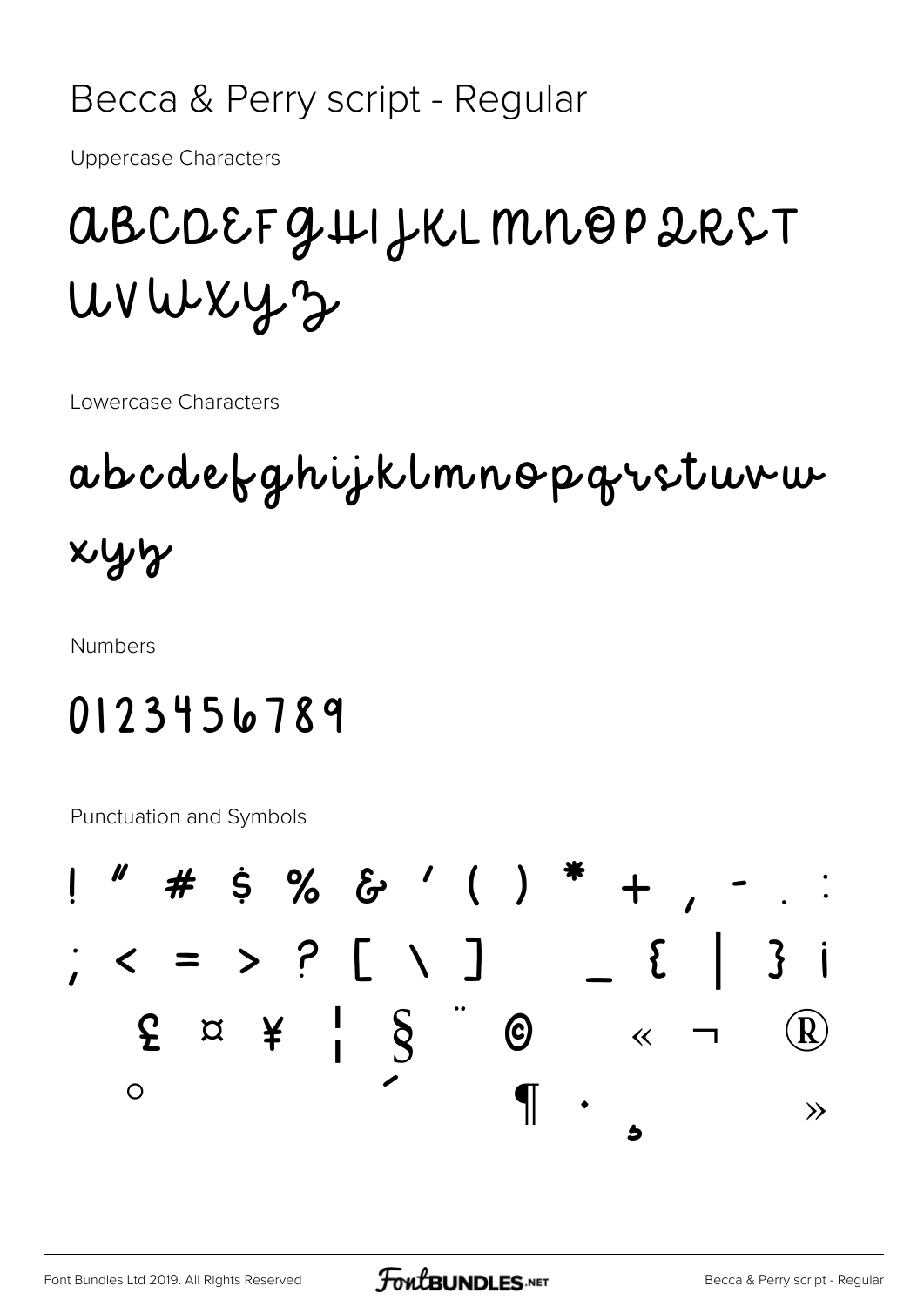# Becca & Perry script - Regular

Uppercase Characters

ABCDEFGHIJKLMNOPQRST
UVWXYZ

Lowercase Characters

abcdefghijklmnopqrstuvw
xyz

Numbers

0123456789

Punctuation and Symbols

! " # $ % & ' ( ) * + , - . :
; < = > ? [ \ ] _ { | } ¡
£ ¤ ¥ ¦ § ¨ © « ¬ ®
° ´ ¶ · ¸ »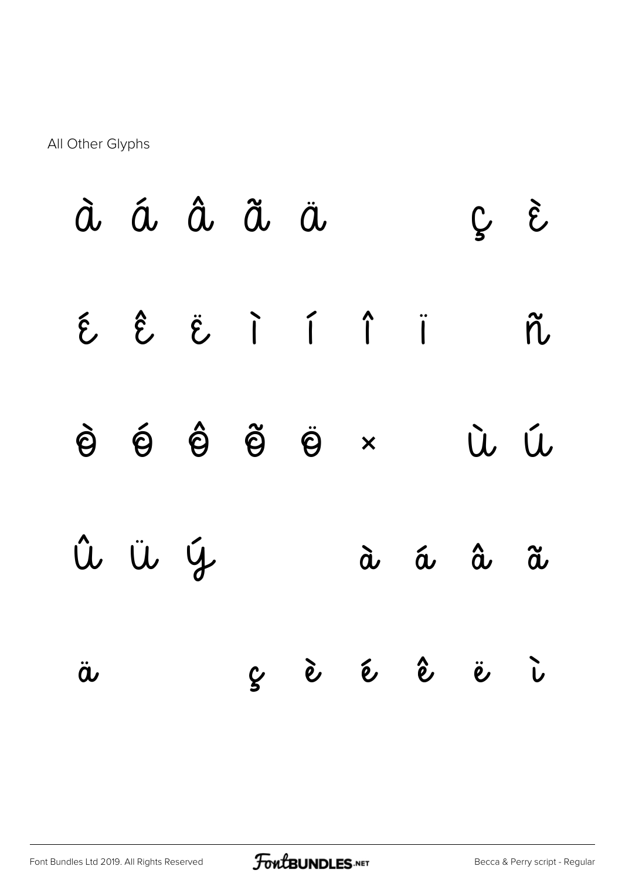All Other Glyphs

à á â ã ä ç è

é ê ë ì í î ï ñ

ò ó ô õ ö × ù ú

û ü ý à á â ã

ä ç è é ê ë ì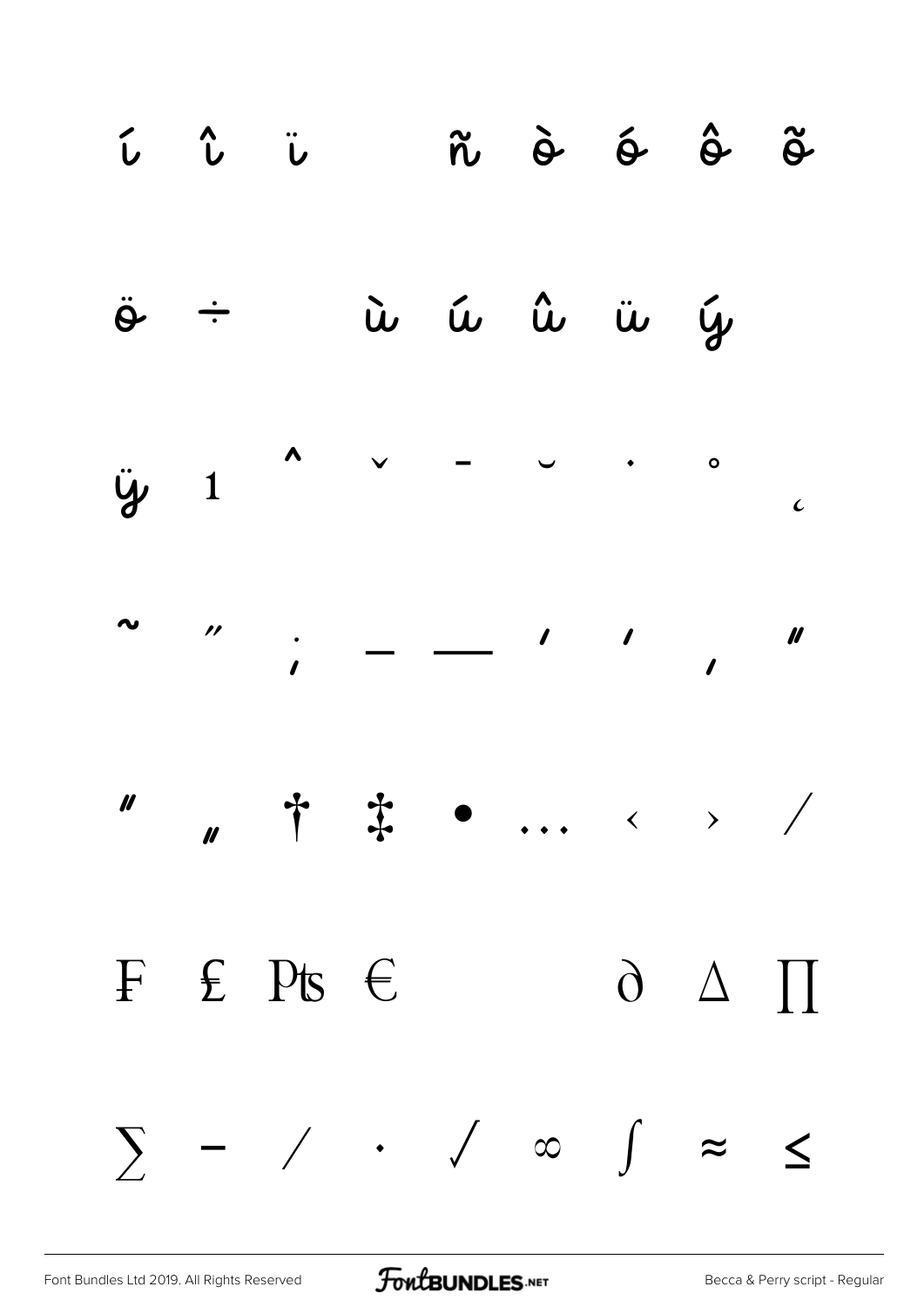í î ï ñ ò ó ô õ

ö ÷ ù ú û ü ý

ÿ ı ˆ ˇ ¯ ˘ ˙ ˚ ¸

˜ ˝ ; – — ' ' ‚ "

" „ † ‡ • … ‹ › ⁄

₣ ₤ ₧ € ∂ ∆ ∏

∑ − ∕ ∙ √ ∞ ∫ ≈ ≤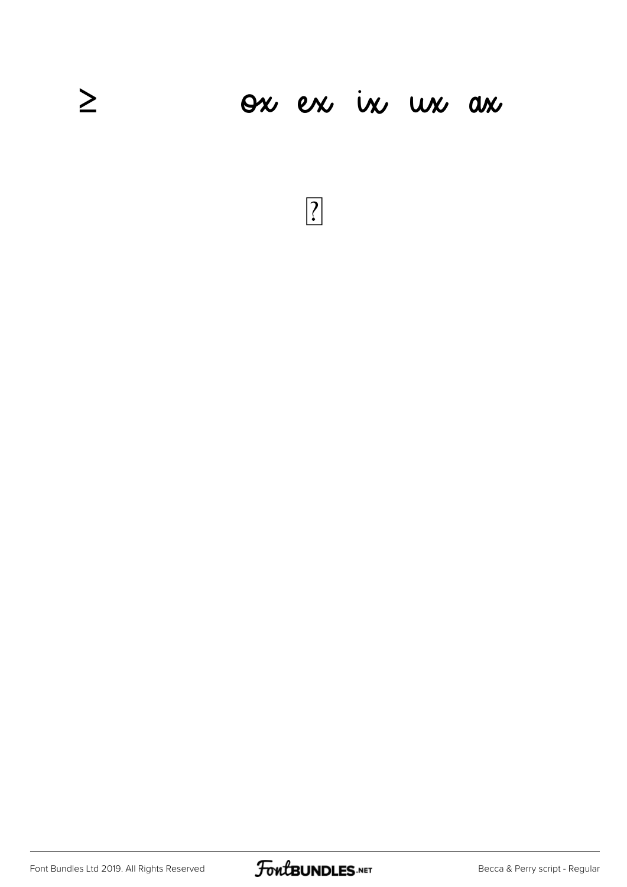≥ ox ex ix ux ax

?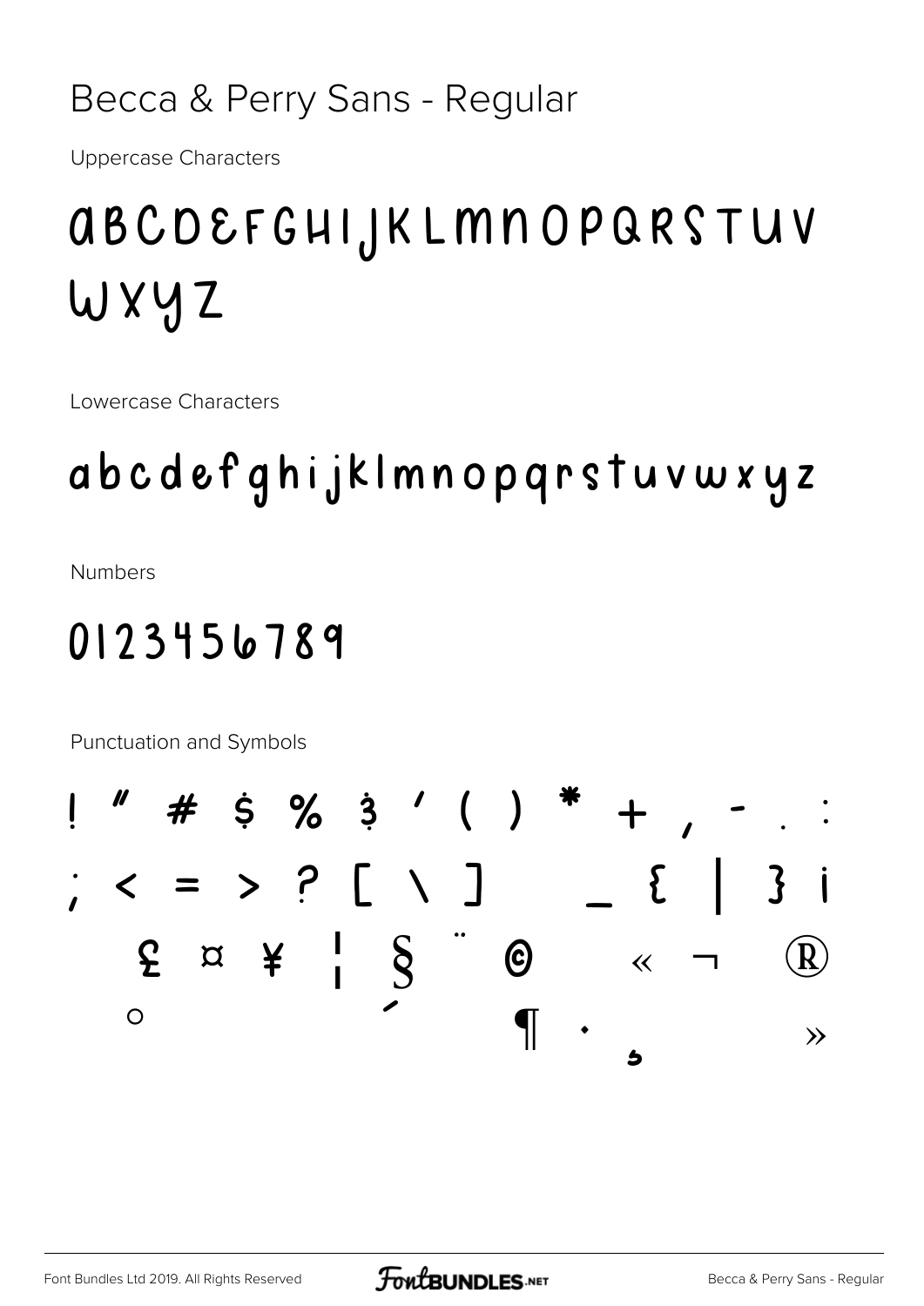# Becca & Perry Sans - Regular

Uppercase Characters

ABCDEFGHIJKLMNOPQRSTUV WXYZ

Lowercase Characters

abcdefghijklmnopqrstuvwxyz

Numbers

0123456789

Punctuation and Symbols

! " # $ % & ' ( ) * + , - . :
; < = > ? [ \ ] _ { | } ¡
£ ¤ ¥ ¦ § ¨ © « ¬ ®
° ´ ¶ · ¸ »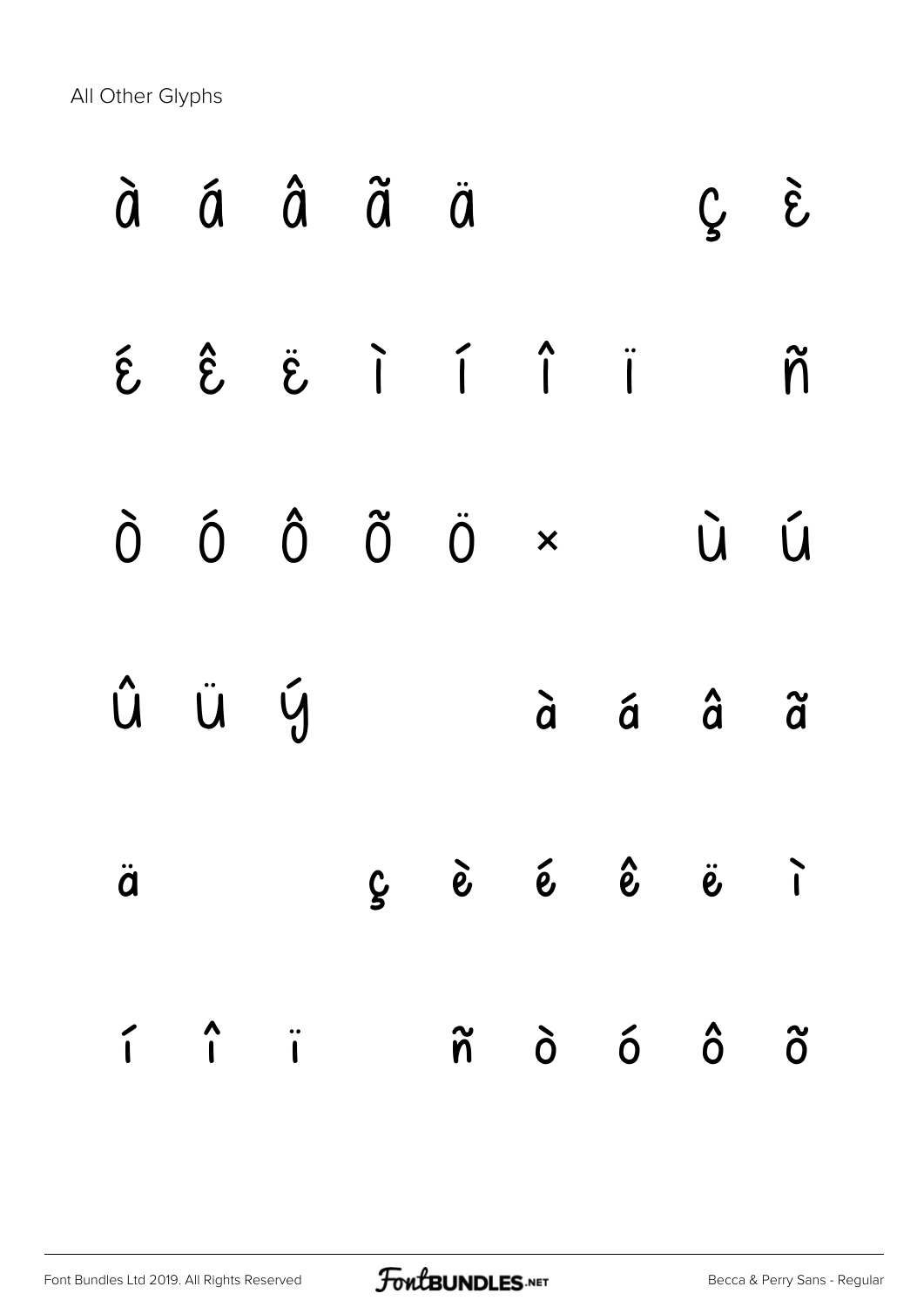All Other Glyphs

À Á Â Ã Ä Ç È

É Ê Ë Ì Í Î Ï Ñ

Ò Ó Ô Õ Ö × Ù Ú

Û Ü Ý à á â ã

ä ç è é ê ë ì

í î ï ñ ò ó ô õ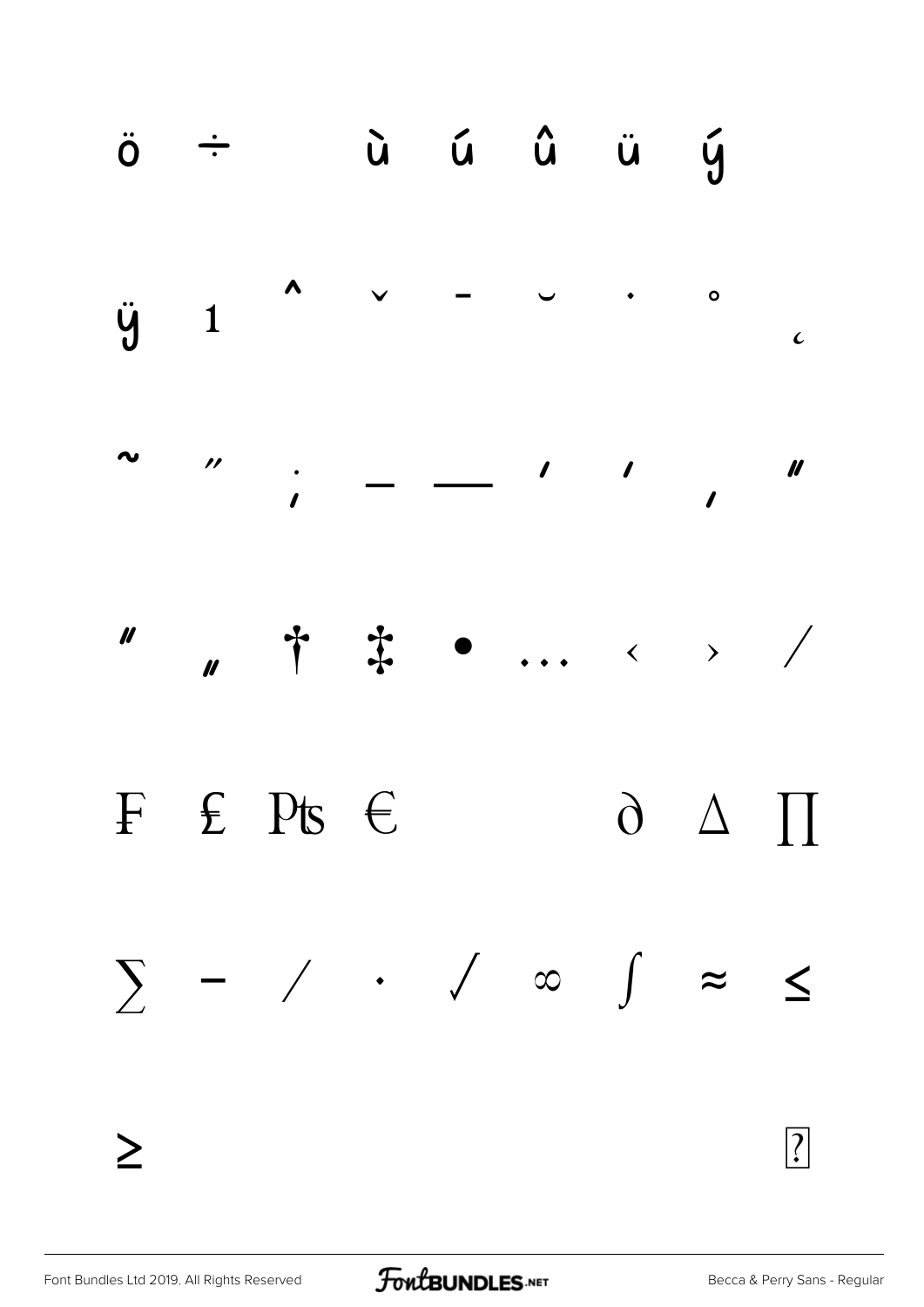ö ÷ ù ú û ü ý

ÿ ı ˆ ˇ ¯ ˘ ˙ ˚ ¸

˜ ˝ ; – — ‘ ’ ‚ “

” „ † ‡ • … ‹ › ⁄

₣ ₤ ₧ € ∂ ∆ ∏

∑ − ∕ ∙ √ ∞ ∫ ≈ ≤

≥ ⍰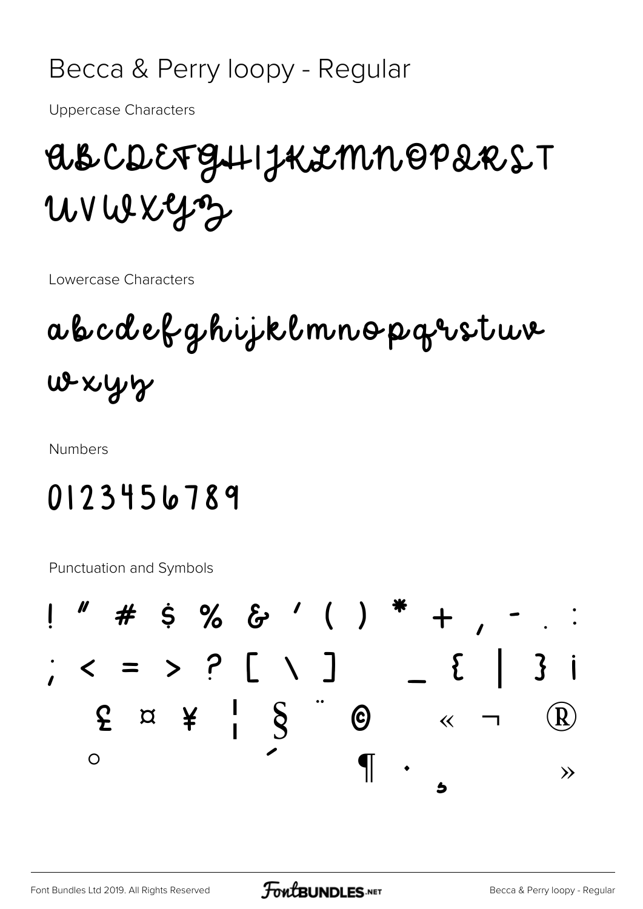# Becca & Perry loopy - Regular

Uppercase Characters

ABCDEFGHIJKLMNOPQRST
UVWXYZ

Lowercase Characters

abcdefghijklmnopqrstuv
wxyz

Numbers

0123456789

Punctuation and Symbols

! " # $ % & ' ( ) * + , - . :
; < = > ? [ \ ] _ { | } ¡
£ ¤ ¥ ¦ § ¨ © « ¬ ®
° ´ ¶ · ¸ »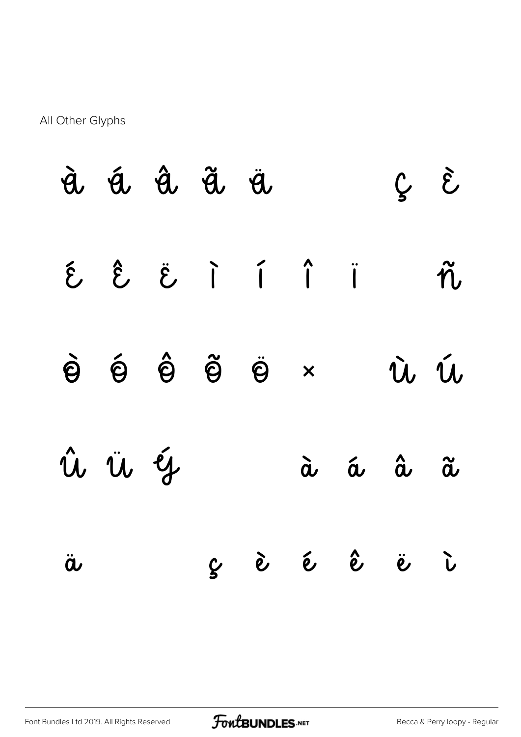All Other Glyphs

À Á Â Ã Ä Ç È

É Ê Ë Ì Í Î Ï Ñ

Ò Ó Ô Õ Ö × Ù Ú

Û Ü Ý à á â ã

ä ç è é ê ë ì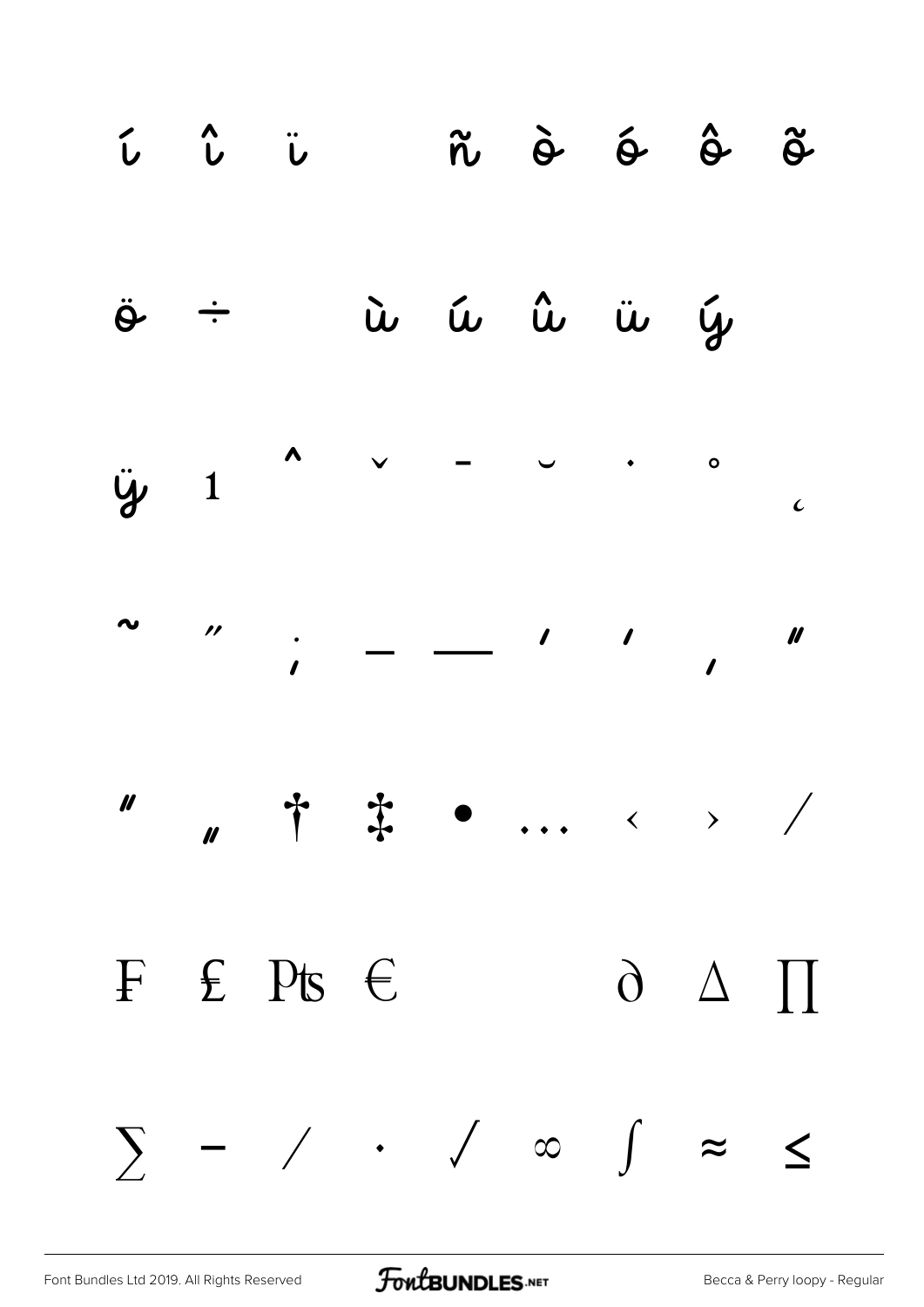í î ï ñ ò ó ô õ

ö ÷ ù ú û ü ý

ÿ ı ˆ ˇ ˉ ˘ ˙ ˚ ¸

˜ ˝ ; – — ' ' ‚ "

" „ † ‡ • … ‹ › ⁄

₣ ₤ ₧ € ∂ ∆ ∏

∑ − ∕ ∙ √ ∞ ∫ ≈ ≤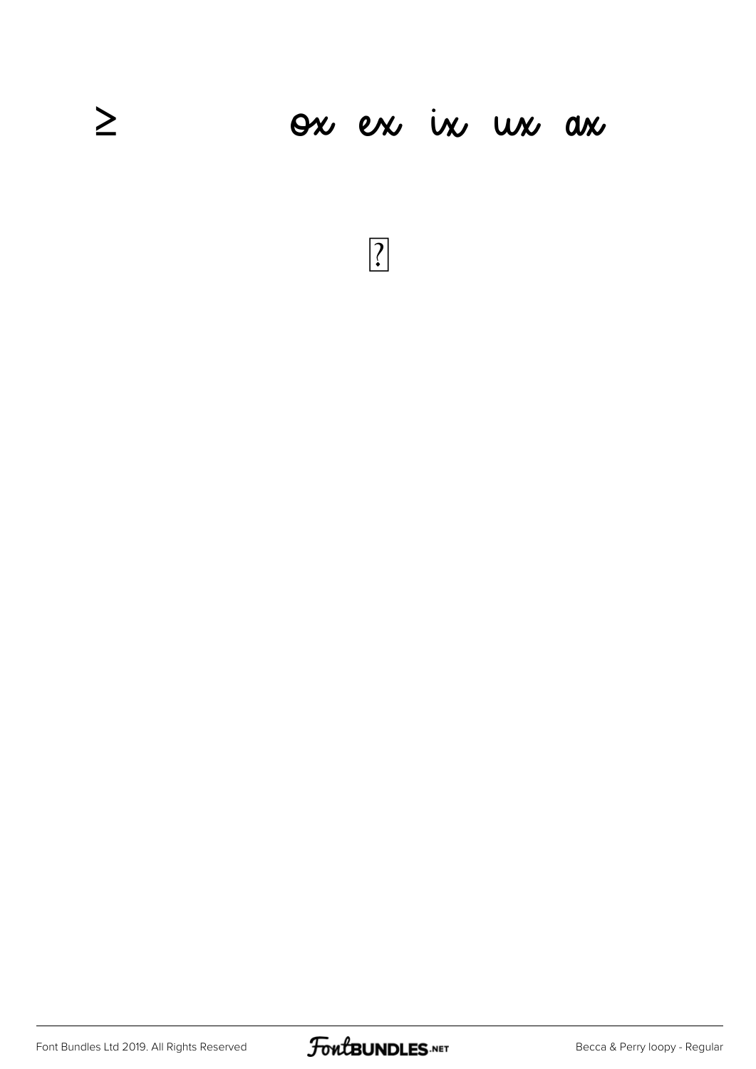≥ ox ex ix ux ax

?